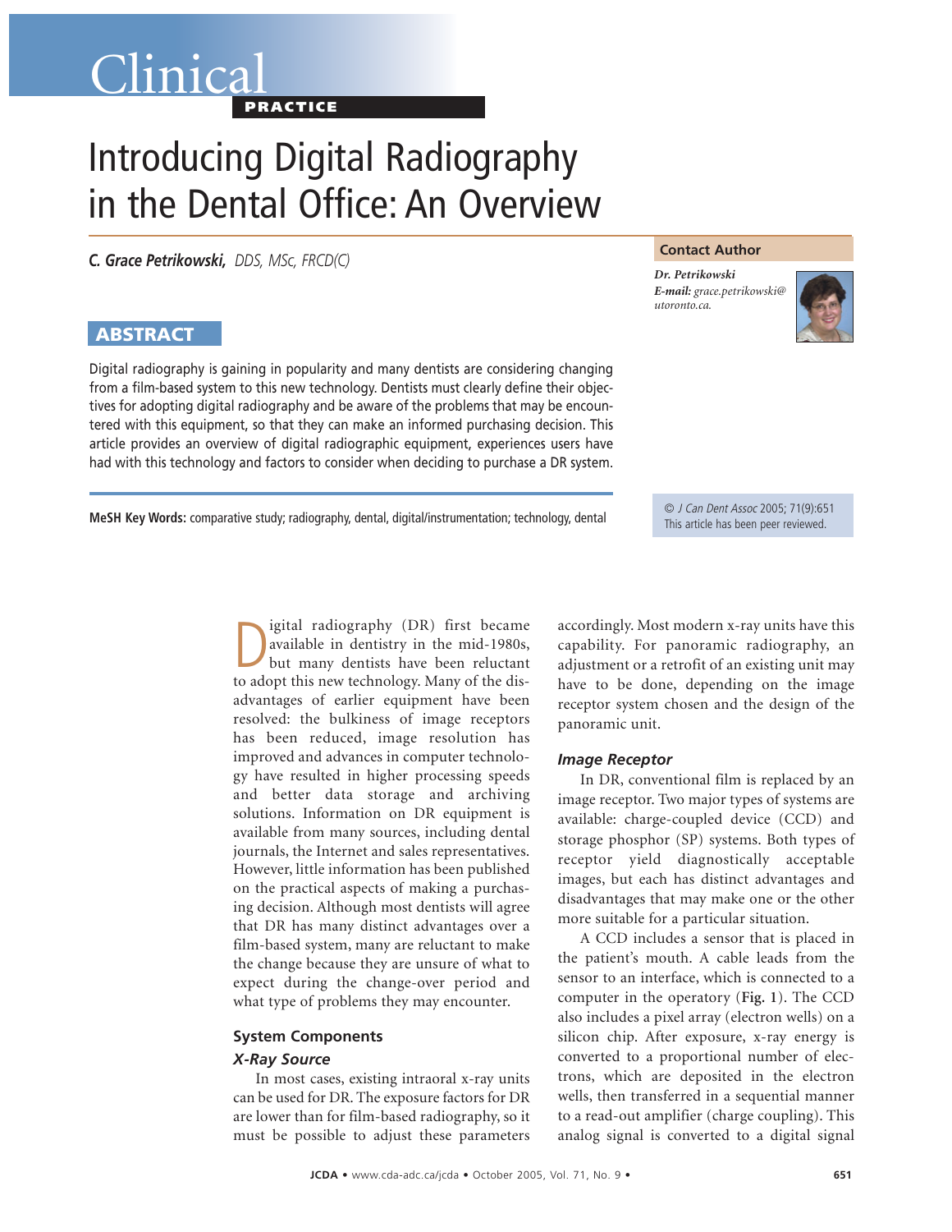Clinical

PRACTICE

# Introducing Digital Radiography in the Dental Office: An Overview

***C. Grace Petrikowski,*** *DDS, MSc, FRCD(C)*

**Contact Author**

***Dr. Petrikowski***
***E-mail:*** *grace.petrikowski@utoronto.ca.*

## ABSTRACT

Digital radiography is gaining in popularity and many dentists are considering changing from a film-based system to this new technology. Dentists must clearly define their objectives for adopting digital radiography and be aware of the problems that may be encountered with this equipment, so that they can make an informed purchasing decision. This article provides an overview of digital radiographic equipment, experiences users have had with this technology and factors to consider when deciding to purchase a DR system.

**MeSH Key Words:** comparative study; radiography, dental, digital/instrumentation; technology, dental

© *J Can Dent Assoc* 2005; 71(9):651
This article has been peer reviewed.

Digital radiography (DR) first became available in dentistry in the mid-1980s, but many dentists have been reluctant to adopt this new technology. Many of the disadvantages of earlier equipment have been resolved: the bulkiness of image receptors has been reduced, image resolution has improved and advances in computer technology have resulted in higher processing speeds and better data storage and archiving solutions. Information on DR equipment is available from many sources, including dental journals, the Internet and sales representatives. However, little information has been published on the practical aspects of making a purchasing decision. Although most dentists will agree that DR has many distinct advantages over a film-based system, many are reluctant to make the change because they are unsure of what to expect during the change-over period and what type of problems they may encounter.

## System Components

### *X-Ray Source*

In most cases, existing intraoral x-ray units can be used for DR. The exposure factors for DR are lower than for film-based radiography, so it must be possible to adjust these parameters accordingly. Most modern x-ray units have this capability. For panoramic radiography, an adjustment or a retrofit of an existing unit may have to be done, depending on the image receptor system chosen and the design of the panoramic unit.

### *Image Receptor*

In DR, conventional film is replaced by an image receptor. Two major types of systems are available: charge-coupled device (CCD) and storage phosphor (SP) systems. Both types of receptor yield diagnostically acceptable images, but each has distinct advantages and disadvantages that may make one or the other more suitable for a particular situation.

A CCD includes a sensor that is placed in the patient's mouth. A cable leads from the sensor to an interface, which is connected to a computer in the operatory (**Fig. 1**). The CCD also includes a pixel array (electron wells) on a silicon chip. After exposure, x-ray energy is converted to a proportional number of electrons, which are deposited in the electron wells, then transferred in a sequential manner to a read-out amplifier (charge coupling). This analog signal is converted to a digital signal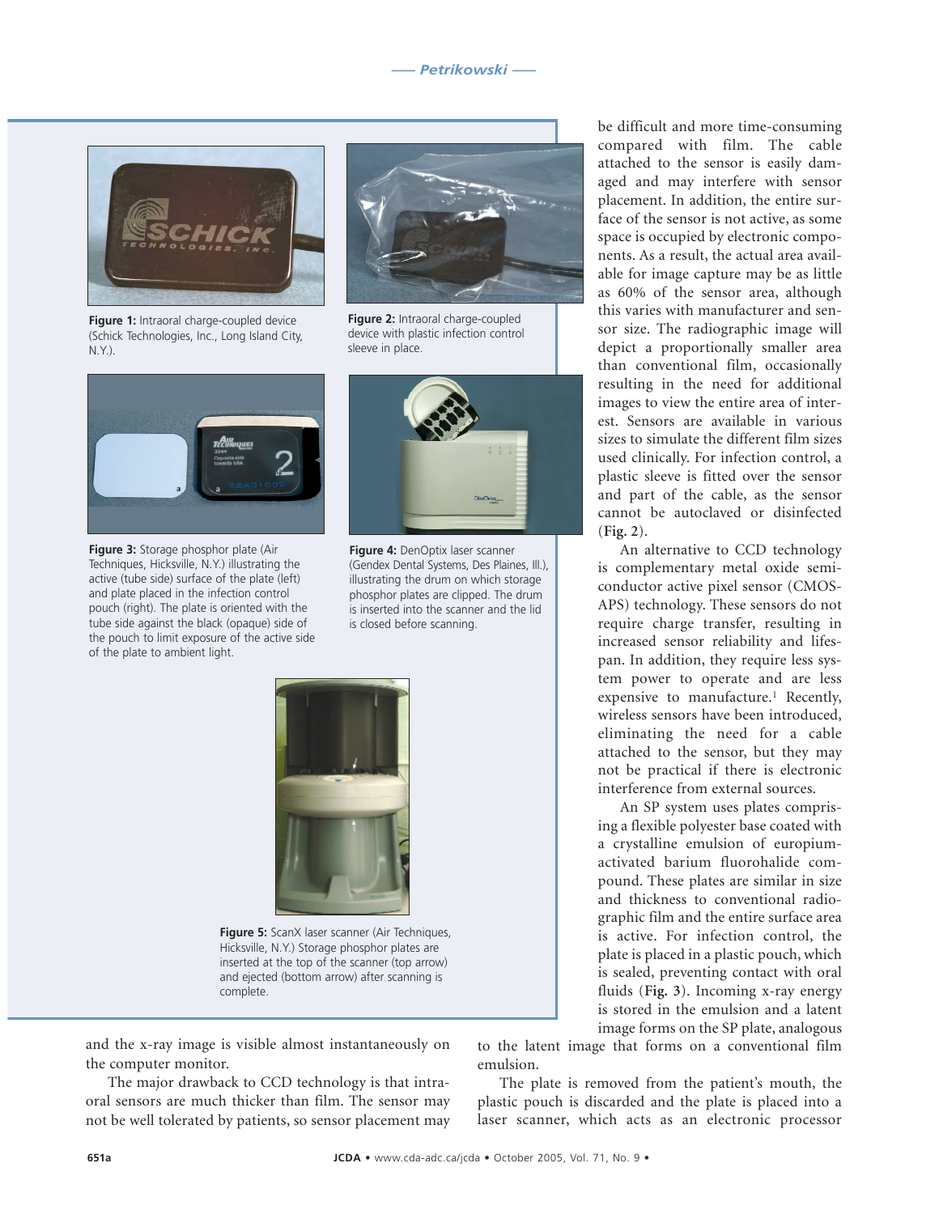Figure 1: Intraoral charge-coupled device (Schick Technologies, Inc., Long Island City, N.Y.).

Figure 2: Intraoral charge-coupled device with plastic infection control sleeve in place.

Figure 3: Storage phosphor plate (Air Techniques, Hicksville, N.Y.) illustrating the active (tube side) surface of the plate (left) and plate placed in the infection control pouch (right). The plate is oriented with the tube side against the black (opaque) side of the pouch to limit exposure of the active side of the plate to ambient light.

Figure 4: DenOptix laser scanner (Gendex Dental Systems, Des Plaines, Ill.), illustrating the drum on which storage phosphor plates are clipped. The drum is inserted into the scanner and the lid is closed before scanning.

Figure 5: ScanX laser scanner (Air Techniques, Hicksville, N.Y.) Storage phosphor plates are inserted at the top of the scanner (top arrow) and ejected (bottom arrow) after scanning is complete.

and the x-ray image is visible almost instantaneously on the computer monitor.

The major drawback to CCD technology is that intraoral sensors are much thicker than film. The sensor may not be well tolerated by patients, so sensor placement may be difficult and more time-consuming compared with film. The cable attached to the sensor is easily damaged and may interfere with sensor placement. In addition, the entire surface of the sensor is not active, as some space is occupied by electronic components. As a result, the actual area available for image capture may be as little as 60% of the sensor area, although this varies with manufacturer and sensor size. The radiographic image will depict a proportionally smaller area than conventional film, occasionally resulting in the need for additional images to view the entire area of interest. Sensors are available in various sizes to simulate the different film sizes used clinically. For infection control, a plastic sleeve is fitted over the sensor and part of the cable, as the sensor cannot be autoclaved or disinfected (**Fig. 2**).

An alternative to CCD technology is complementary metal oxide semiconductor active pixel sensor (CMOS-APS) technology. These sensors do not require charge transfer, resulting in increased sensor reliability and lifespan. In addition, they require less system power to operate and are less expensive to manufacture.[1] Recently, wireless sensors have been introduced, eliminating the need for a cable attached to the sensor, but they may not be practical if there is electronic interference from external sources.

An SP system uses plates comprising a flexible polyester base coated with a crystalline emulsion of europium-activated barium fluorohalide compound. These plates are similar in size and thickness to conventional radiographic film and the entire surface area is active. For infection control, the plate is placed in a plastic pouch, which is sealed, preventing contact with oral fluids (**Fig. 3**). Incoming x-ray energy is stored in the emulsion and a latent image forms on the SP plate, analogous to the latent image that forms on a conventional film emulsion.

The plate is removed from the patient's mouth, the plastic pouch is discarded and the plate is placed into a laser scanner, which acts as an electronic processor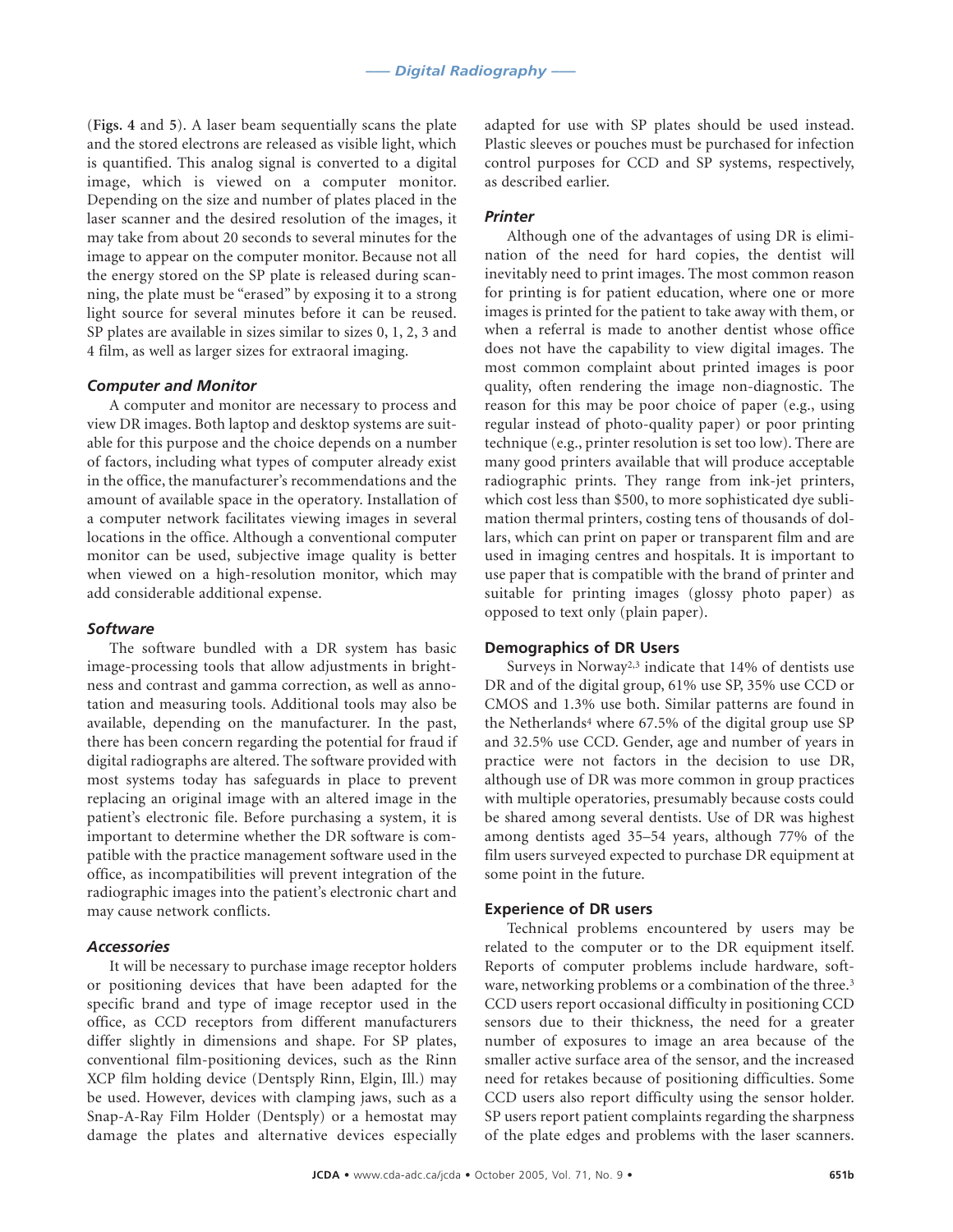(**Figs. 4** and **5**). A laser beam sequentially scans the plate and the stored electrons are released as visible light, which is quantified. This analog signal is converted to a digital image, which is viewed on a computer monitor. Depending on the size and number of plates placed in the laser scanner and the desired resolution of the images, it may take from about 20 seconds to several minutes for the image to appear on the computer monitor. Because not all the energy stored on the SP plate is released during scanning, the plate must be "erased" by exposing it to a strong light source for several minutes before it can be reused. SP plates are available in sizes similar to sizes 0, 1, 2, 3 and 4 film, as well as larger sizes for extraoral imaging.

### *Computer and Monitor*

A computer and monitor are necessary to process and view DR images. Both laptop and desktop systems are suitable for this purpose and the choice depends on a number of factors, including what types of computer already exist in the office, the manufacturer's recommendations and the amount of available space in the operatory. Installation of a computer network facilitates viewing images in several locations in the office. Although a conventional computer monitor can be used, subjective image quality is better when viewed on a high-resolution monitor, which may add considerable additional expense.

### *Software*

The software bundled with a DR system has basic image-processing tools that allow adjustments in brightness and contrast and gamma correction, as well as annotation and measuring tools. Additional tools may also be available, depending on the manufacturer. In the past, there has been concern regarding the potential for fraud if digital radiographs are altered. The software provided with most systems today has safeguards in place to prevent replacing an original image with an altered image in the patient's electronic file. Before purchasing a system, it is important to determine whether the DR software is compatible with the practice management software used in the office, as incompatibilities will prevent integration of the radiographic images into the patient's electronic chart and may cause network conflicts.

### *Accessories*

It will be necessary to purchase image receptor holders or positioning devices that have been adapted for the specific brand and type of image receptor used in the office, as CCD receptors from different manufacturers differ slightly in dimensions and shape. For SP plates, conventional film-positioning devices, such as the Rinn XCP film holding device (Dentsply Rinn, Elgin, Ill.) may be used. However, devices with clamping jaws, such as a Snap-A-Ray Film Holder (Dentsply) or a hemostat may damage the plates and alternative devices especially adapted for use with SP plates should be used instead. Plastic sleeves or pouches must be purchased for infection control purposes for CCD and SP systems, respectively, as described earlier.

### *Printer*

Although one of the advantages of using DR is elimination of the need for hard copies, the dentist will inevitably need to print images. The most common reason for printing is for patient education, where one or more images is printed for the patient to take away with them, or when a referral is made to another dentist whose office does not have the capability to view digital images. The most common complaint about printed images is poor quality, often rendering the image non-diagnostic. The reason for this may be poor choice of paper (e.g., using regular instead of photo-quality paper) or poor printing technique (e.g., printer resolution is set too low). There are many good printers available that will produce acceptable radiographic prints. They range from ink-jet printers, which cost less than $500, to more sophisticated dye sublimation thermal printers, costing tens of thousands of dollars, which can print on paper or transparent film and are used in imaging centres and hospitals. It is important to use paper that is compatible with the brand of printer and suitable for printing images (glossy photo paper) as opposed to text only (plain paper).

## Demographics of DR Users

Surveys in Norway[2,3] indicate that 14% of dentists use DR and of the digital group, 61% use SP, 35% use CCD or CMOS and 1.3% use both. Similar patterns are found in the Netherlands[4] where 67.5% of the digital group use SP and 32.5% use CCD. Gender, age and number of years in practice were not factors in the decision to use DR, although use of DR was more common in group practices with multiple operatories, presumably because costs could be shared among several dentists. Use of DR was highest among dentists aged 35–54 years, although 77% of the film users surveyed expected to purchase DR equipment at some point in the future.

## Experience of DR users

Technical problems encountered by users may be related to the computer or to the DR equipment itself. Reports of computer problems include hardware, software, networking problems or a combination of the three.[3] CCD users report occasional difficulty in positioning CCD sensors due to their thickness, the need for a greater number of exposures to image an area because of the smaller active surface area of the sensor, and the increased need for retakes because of positioning difficulties. Some CCD users also report difficulty using the sensor holder. SP users report patient complaints regarding the sharpness of the plate edges and problems with the laser scanners.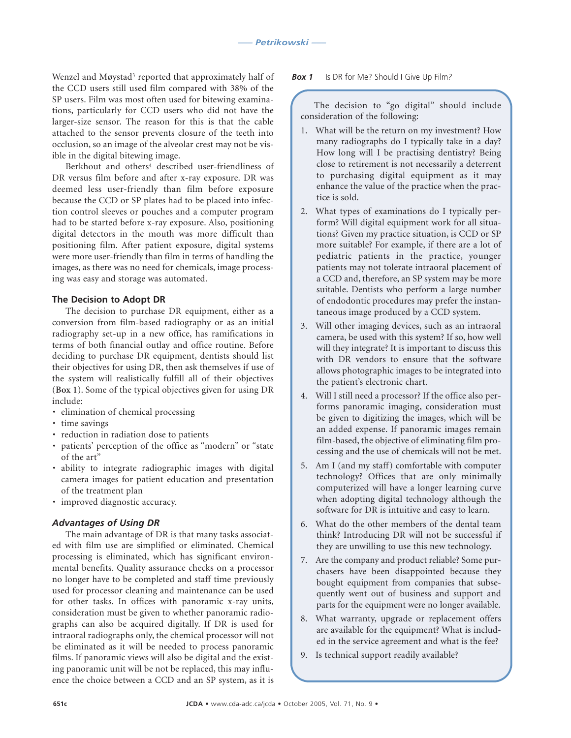Wenzel and Møystad[3] reported that approximately half of the CCD users still used film compared with 38% of the SP users. Film was most often used for bitewing examinations, particularly for CCD users who did not have the larger-size sensor. The reason for this is that the cable attached to the sensor prevents closure of the teeth into occlusion, so an image of the alveolar crest may not be visible in the digital bitewing image.

Berkhout and others[4] described user-friendliness of DR versus film before and after x-ray exposure. DR was deemed less user-friendly than film before exposure because the CCD or SP plates had to be placed into infection control sleeves or pouches and a computer program had to be started before x-ray exposure. Also, positioning digital detectors in the mouth was more difficult than positioning film. After patient exposure, digital systems were more user-friendly than film in terms of handling the images, as there was no need for chemicals, image processing was easy and storage was automated.

## The Decision to Adopt DR

The decision to purchase DR equipment, either as a conversion from film-based radiography or as an initial radiography set-up in a new office, has ramifications in terms of both financial outlay and office routine. Before deciding to purchase DR equipment, dentists should list their objectives for using DR, then ask themselves if use of the system will realistically fulfill all of their objectives (**Box 1**). Some of the typical objectives given for using DR include:

- elimination of chemical processing
- time savings
- reduction in radiation dose to patients
- patients' perception of the office as "modern" or "state of the art"
- ability to integrate radiographic images with digital camera images for patient education and presentation of the treatment plan
- improved diagnostic accuracy.

### *Advantages of Using DR*

The main advantage of DR is that many tasks associated with film use are simplified or eliminated. Chemical processing is eliminated, which has significant environmental benefits. Quality assurance checks on a processor no longer have to be completed and staff time previously used for processor cleaning and maintenance can be used for other tasks. In offices with panoramic x-ray units, consideration must be given to whether panoramic radiographs can also be acquired digitally. If DR is used for intraoral radiographs only, the chemical processor will not be eliminated as it will be needed to process panoramic films. If panoramic views will also be digital and the existing panoramic unit will be not be replaced, this may influence the choice between a CCD and an SP system, as it is

***Box 1*** Is DR for Me? Should I Give Up Film?

The decision to "go digital" should include consideration of the following:

1. What will be the return on my investment? How many radiographs do I typically take in a day? How long will I be practising dentistry? Being close to retirement is not necessarily a deterrent to purchasing digital equipment as it may enhance the value of the practice when the practice is sold.
2. What types of examinations do I typically perform? Will digital equipment work for all situations? Given my practice situation, is CCD or SP more suitable? For example, if there are a lot of pediatric patients in the practice, younger patients may not tolerate intraoral placement of a CCD and, therefore, an SP system may be more suitable. Dentists who perform a large number of endodontic procedures may prefer the instantaneous image produced by a CCD system.
3. Will other imaging devices, such as an intraoral camera, be used with this system? If so, how well will they integrate? It is important to discuss this with DR vendors to ensure that the software allows photographic images to be integrated into the patient's electronic chart.
4. Will I still need a processor? If the office also performs panoramic imaging, consideration must be given to digitizing the images, which will be an added expense. If panoramic images remain film-based, the objective of eliminating film processing and the use of chemicals will not be met.
5. Am I (and my staff) comfortable with computer technology? Offices that are only minimally computerized will have a longer learning curve when adopting digital technology although the software for DR is intuitive and easy to learn.
6. What do the other members of the dental team think? Introducing DR will not be successful if they are unwilling to use this new technology.
7. Are the company and product reliable? Some purchasers have been disappointed because they bought equipment from companies that subsequently went out of business and support and parts for the equipment were no longer available.
8. What warranty, upgrade or replacement offers are available for the equipment? What is included in the service agreement and what is the fee?
9. Is technical support readily available?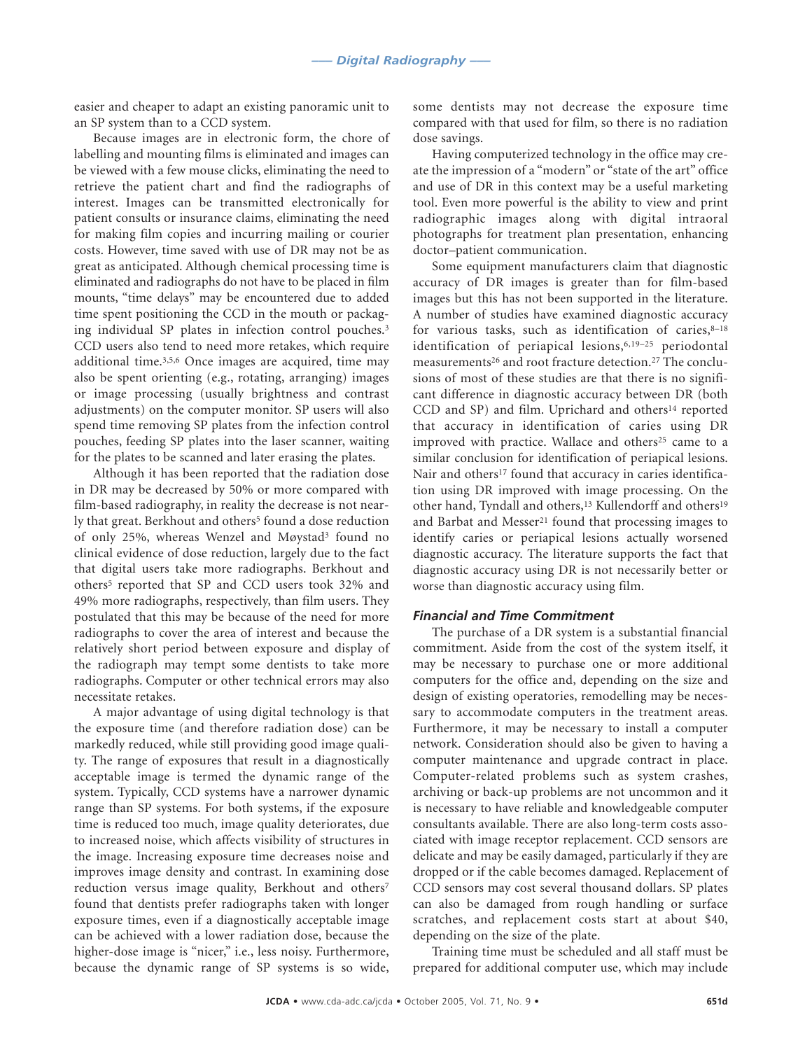easier and cheaper to adapt an existing panoramic unit to an SP system than to a CCD system.

Because images are in electronic form, the chore of labelling and mounting films is eliminated and images can be viewed with a few mouse clicks, eliminating the need to retrieve the patient chart and find the radiographs of interest. Images can be transmitted electronically for patient consults or insurance claims, eliminating the need for making film copies and incurring mailing or courier costs. However, time saved with use of DR may not be as great as anticipated. Although chemical processing time is eliminated and radiographs do not have to be placed in film mounts, "time delays" may be encountered due to added time spent positioning the CCD in the mouth or packaging individual SP plates in infection control pouches.[3] CCD users also tend to need more retakes, which require additional time.[3,5,6] Once images are acquired, time may also be spent orienting (e.g., rotating, arranging) images or image processing (usually brightness and contrast adjustments) on the computer monitor. SP users will also spend time removing SP plates from the infection control pouches, feeding SP plates into the laser scanner, waiting for the plates to be scanned and later erasing the plates.

Although it has been reported that the radiation dose in DR may be decreased by 50% or more compared with film-based radiography, in reality the decrease is not nearly that great. Berkhout and others[5] found a dose reduction of only 25%, whereas Wenzel and Møystad[3] found no clinical evidence of dose reduction, largely due to the fact that digital users take more radiographs. Berkhout and others[5] reported that SP and CCD users took 32% and 49% more radiographs, respectively, than film users. They postulated that this may be because of the need for more radiographs to cover the area of interest and because the relatively short period between exposure and display of the radiograph may tempt some dentists to take more radiographs. Computer or other technical errors may also necessitate retakes.

A major advantage of using digital technology is that the exposure time (and therefore radiation dose) can be markedly reduced, while still providing good image quality. The range of exposures that result in a diagnostically acceptable image is termed the dynamic range of the system. Typically, CCD systems have a narrower dynamic range than SP systems. For both systems, if the exposure time is reduced too much, image quality deteriorates, due to increased noise, which affects visibility of structures in the image. Increasing exposure time decreases noise and improves image density and contrast. In examining dose reduction versus image quality, Berkhout and others[7] found that dentists prefer radiographs taken with longer exposure times, even if a diagnostically acceptable image can be achieved with a lower radiation dose, because the higher-dose image is "nicer," i.e., less noisy. Furthermore, because the dynamic range of SP systems is so wide, some dentists may not decrease the exposure time compared with that used for film, so there is no radiation dose savings.

Having computerized technology in the office may create the impression of a "modern" or "state of the art" office and use of DR in this context may be a useful marketing tool. Even more powerful is the ability to view and print radiographic images along with digital intraoral photographs for treatment plan presentation, enhancing doctor–patient communication.

Some equipment manufacturers claim that diagnostic accuracy of DR images is greater than for film-based images but this has not been supported in the literature. A number of studies have examined diagnostic accuracy for various tasks, such as identification of caries,[8–18] identification of periapical lesions,[6,19–25] periodontal measurements[26] and root fracture detection.[27] The conclusions of most of these studies are that there is no significant difference in diagnostic accuracy between DR (both CCD and SP) and film. Uprichard and others[14] reported that accuracy in identification of caries using DR improved with practice. Wallace and others[25] came to a similar conclusion for identification of periapical lesions. Nair and others[17] found that accuracy in caries identification using DR improved with image processing. On the other hand, Tyndall and others,[13] Kullendorff and others[19] and Barbat and Messer[21] found that processing images to identify caries or periapical lesions actually worsened diagnostic accuracy. The literature supports the fact that diagnostic accuracy using DR is not necessarily better or worse than diagnostic accuracy using film.

### *Financial and Time Commitment*

The purchase of a DR system is a substantial financial commitment. Aside from the cost of the system itself, it may be necessary to purchase one or more additional computers for the office and, depending on the size and design of existing operatories, remodelling may be necessary to accommodate computers in the treatment areas. Furthermore, it may be necessary to install a computer network. Consideration should also be given to having a computer maintenance and upgrade contract in place. Computer-related problems such as system crashes, archiving or back-up problems are not uncommon and it is necessary to have reliable and knowledgeable computer consultants available. There are also long-term costs associated with image receptor replacement. CCD sensors are delicate and may be easily damaged, particularly if they are dropped or if the cable becomes damaged. Replacement of CCD sensors may cost several thousand dollars. SP plates can also be damaged from rough handling or surface scratches, and replacement costs start at about $40, depending on the size of the plate.

Training time must be scheduled and all staff must be prepared for additional computer use, which may include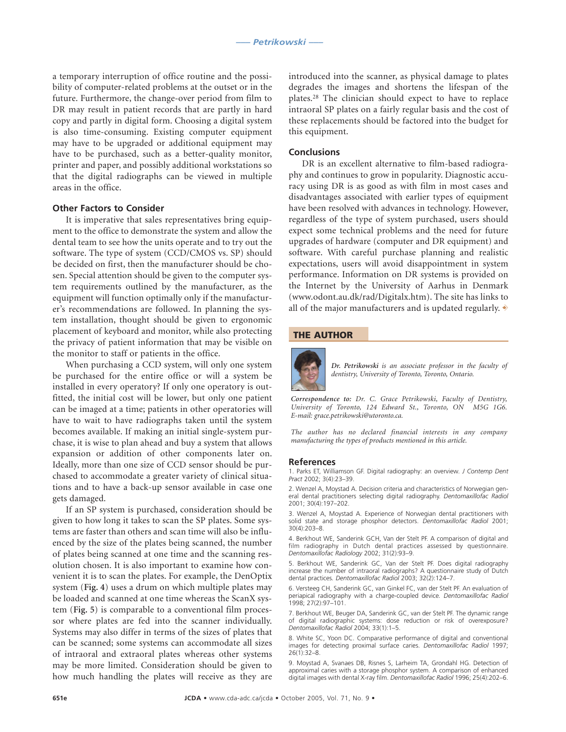a temporary interruption of office routine and the possibility of computer-related problems at the outset or in the future. Furthermore, the change-over period from film to DR may result in patient records that are partly in hard copy and partly in digital form. Choosing a digital system is also time-consuming. Existing computer equipment may have to be upgraded or additional equipment may have to be purchased, such as a better-quality monitor, printer and paper, and possibly additional workstations so that the digital radiographs can be viewed in multiple areas in the office.

### Other Factors to Consider

It is imperative that sales representatives bring equipment to the office to demonstrate the system and allow the dental team to see how the units operate and to try out the software. The type of system (CCD/CMOS vs. SP) should be decided on first, then the manufacturer should be chosen. Special attention should be given to the computer system requirements outlined by the manufacturer, as the equipment will function optimally only if the manufacturer's recommendations are followed. In planning the system installation, thought should be given to ergonomic placement of keyboard and monitor, while also protecting the privacy of patient information that may be visible on the monitor to staff or patients in the office.

When purchasing a CCD system, will only one system be purchased for the entire office or will a system be installed in every operatory? If only one operatory is outfitted, the initial cost will be lower, but only one patient can be imaged at a time; patients in other operatories will have to wait to have radiographs taken until the system becomes available. If making an initial single-system purchase, it is wise to plan ahead and buy a system that allows expansion or addition of other components later on. Ideally, more than one size of CCD sensor should be purchased to accommodate a greater variety of clinical situations and to have a back-up sensor available in case one gets damaged.

If an SP system is purchased, consideration should be given to how long it takes to scan the SP plates. Some systems are faster than others and scan time will also be influenced by the size of the plates being scanned, the number of plates being scanned at one time and the scanning resolution chosen. It is also important to examine how convenient it is to scan the plates. For example, the DenOptix system (**Fig. 4**) uses a drum on which multiple plates may be loaded and scanned at one time whereas the ScanX system (**Fig. 5**) is comparable to a conventional film processor where plates are fed into the scanner individually. Systems may also differ in terms of the sizes of plates that can be scanned; some systems can accommodate all sizes of intraoral and extraoral plates whereas other systems may be more limited. Consideration should be given to how much handling the plates will receive as they are introduced into the scanner, as physical damage to plates degrades the images and shortens the lifespan of the plates.[28] The clinician should expect to have to replace intraoral SP plates on a fairly regular basis and the cost of these replacements should be factored into the budget for this equipment.

### Conclusions

DR is an excellent alternative to film-based radiography and continues to grow in popularity. Diagnostic accuracy using DR is as good as with film in most cases and disadvantages associated with earlier types of equipment have been resolved with advances in technology. However, regardless of the type of system purchased, users should expect some technical problems and the need for future upgrades of hardware (computer and DR equipment) and software. With careful purchase planning and realistic expectations, users will avoid disappointment in system performance. Information on DR systems is provided on the Internet by the University of Aarhus in Denmark (www.odont.au.dk/rad/Digitalx.htm). The site has links to all of the major manufacturers and is updated regularly. ◆

## THE AUTHOR

***Dr. Petrikowski*** *is an associate professor in the faculty of dentistry, University of Toronto, Toronto, Ontario.*

***Correspondence to:*** *Dr. C. Grace Petrikowski, Faculty of Dentistry, University of Toronto, 124 Edward St., Toronto, ON M5G 1G6. E-mail: grace.petrikowski@utoronto.ca.*

*The author has no declared financial interests in any company manufacturing the types of products mentioned in this article.*

### References

1. Parks ET, Williamson GF. Digital radiography: an overview. *J Contemp Dent Pract* 2002; 3(4):23–39.

2. Wenzel A, Moystad A. Decision criteria and characteristics of Norwegian general dental practitioners selecting digital radiography. *Dentomaxillofac Radiol* 2001; 30(4):197–202.

3. Wenzel A, Moystad A. Experience of Norwegian dental practitioners with solid state and storage phosphor detectors. *Dentomaxillofac Radiol* 2001; 30(4):203–8.

4. Berkhout WE, Sanderink GCH, Van der Stelt PF. A comparison of digital and film radiography in Dutch dental practices assessed by questionnaire. *Dentomaxillofac Radiology* 2002; 31(2):93–9.

5. Berkhout WE, Sanderink GC, Van der Stelt PF. Does digital radiography increase the number of intraoral radiographs? A questionnaire study of Dutch dental practices. *Dentomaxillofac Radiol* 2003; 32(2):124–7.

6. Versteeg CH, Sanderink GC, van Ginkel FC, van der Stelt PF. An evaluation of periapical radiography with a charge-coupled device. *Dentomaxillofac Radiol* 1998; 27(2):97–101.

7. Berkhout WE, Beuger DA, Sanderink GC, van der Stelt PF. The dynamic range of digital radiographic systems: dose reduction or risk of overexposure? *Dentomaxillofac Radiol* 2004; 33(1):1–5.

8. White SC, Yoon DC. Comparative performance of digital and conventional images for detecting proximal surface caries. *Dentomaxillofac Radiol* 1997; 26(1):32–8.

9. Moystad A, Svanaes DB, Risnes S, Larheim TA, Grondahl HG. Detection of approximal caries with a storage phosphor system. A comparison of enhanced digital images with dental X-ray film. *Dentomaxillofac Radiol* 1996; 25(4):202–6.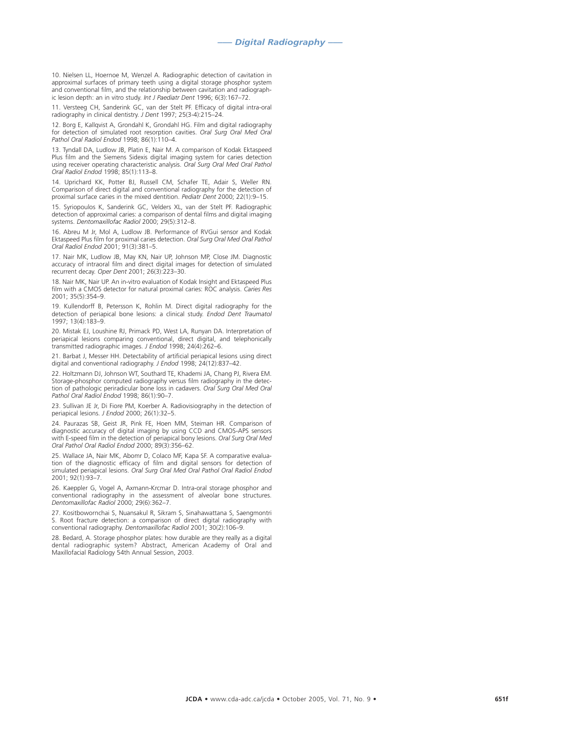10. Nielsen LL, Hoernoe M, Wenzel A. Radiographic detection of cavitation in approximal surfaces of primary teeth using a digital storage phosphor system and conventional film, and the relationship between cavitation and radiographic lesion depth: an in vitro study. *Int J Paediatr Dent* 1996; 6(3):167–72.

11. Versteeg CH, Sanderink GC, van der Stelt PF. Efficacy of digital intra-oral radiography in clinical dentistry. *J Dent* 1997; 25(3-4):215–24.

12. Borg E, Kallqvist A, Grondahl K, Grondahl HG. Film and digital radiography for detection of simulated root resorption cavities. *Oral Surg Oral Med Oral Pathol Oral Radiol Endod* 1998; 86(1):110–4.

13. Tyndall DA, Ludlow JB, Platin E, Nair M. A comparison of Kodak Ektaspeed Plus film and the Siemens Sidexis digital imaging system for caries detection using receiver operating characteristic analysis. *Oral Surg Oral Med Oral Pathol Oral Radiol Endod* 1998; 85(1):113–8.

14. Uprichard KK, Potter BJ, Russell CM, Schafer TE, Adair S, Weller RN. Comparison of direct digital and conventional radiography for the detection of proximal surface caries in the mixed dentition. *Pediatr Dent* 2000; 22(1):9–15.

15. Syriopoulos K, Sanderink GC, Velders XL, van der Stelt PF. Radiographic detection of approximal caries: a comparison of dental films and digital imaging systems. *Dentomaxillofac Radiol* 2000; 29(5):312–8.

16. Abreu M Jr, Mol A, Ludlow JB. Performance of RVGui sensor and Kodak Ektaspeed Plus film for proximal caries detection. *Oral Surg Oral Med Oral Pathol Oral Radiol Endod* 2001; 91(3):381–5.

17. Nair MK, Ludlow JB, May KN, Nair UP, Johnson MP, Close JM. Diagnostic accuracy of intraoral film and direct digital images for detection of simulated recurrent decay. *Oper Dent* 2001; 26(3):223–30.

18. Nair MK, Nair UP. An in-vitro evaluation of Kodak Insight and Ektaspeed Plus film with a CMOS detector for natural proximal caries: ROC analysis. *Caries Res* 2001; 35(5):354–9.

19. Kullendorff B, Petersson K, Rohlin M. Direct digital radiography for the detection of periapical bone lesions: a clinical study. *Endod Dent Traumatol* 1997; 13(4):183–9.

20. Mistak EJ, Loushine RJ, Primack PD, West LA, Runyan DA. Interpretation of periapical lesions comparing conventional, direct digital, and telephonically transmitted radiographic images. *J Endod* 1998; 24(4):262–6.

21. Barbat J, Messer HH. Detectability of artificial periapical lesions using direct digital and conventional radiography. *J Endod* 1998; 24(12):837–42.

22. Holtzmann DJ, Johnson WT, Southard TE, Khademi JA, Chang PJ, Rivera EM. Storage-phosphor computed radiography versus film radiography in the detection of pathologic periradicular bone loss in cadavers. *Oral Surg Oral Med Oral Pathol Oral Radiol Endod* 1998; 86(1):90–7.

23. Sullivan JE Jr, Di Fiore PM, Koerber A. Radiovisiography in the detection of periapical lesions. *J Endod* 2000; 26(1):32–5.

24. Paurazas SB, Geist JR, Pink FE, Hoen MM, Steiman HR. Comparison of diagnostic accuracy of digital imaging by using CCD and CMOS-APS sensors with E-speed film in the detection of periapical bony lesions. *Oral Surg Oral Med Oral Pathol Oral Radiol Endod* 2000; 89(3):356–62.

25. Wallace JA, Nair MK, Abomr D, Colaco MF, Kapa SF. A comparative evaluation of the diagnostic efficacy of film and digital sensors for detection of simulated periapical lesions. *Oral Surg Oral Med Oral Pathol Oral Radiol Endod* 2001; 92(1):93–7.

26. Kaeppler G, Vogel A, Axmann-Krcmar D. Intra-oral storage phosphor and conventional radiography in the assessment of alveolar bone structures. *Dentomaxillofac Radiol* 2000; 29(6):362–7.

27. Kositbowornchai S, Nuansakul R, Sikram S, Sinahawattana S, Saengmontri S. Root fracture detection: a comparison of direct digital radiography with conventional radiography. *Dentomaxillofac Radiol* 2001; 30(2):106–9.

28. Bedard, A. Storage phosphor plates: how durable are they really as a digital dental radiographic system? Abstract, American Academy of Oral and Maxillofacial Radiology 54th Annual Session, 2003.